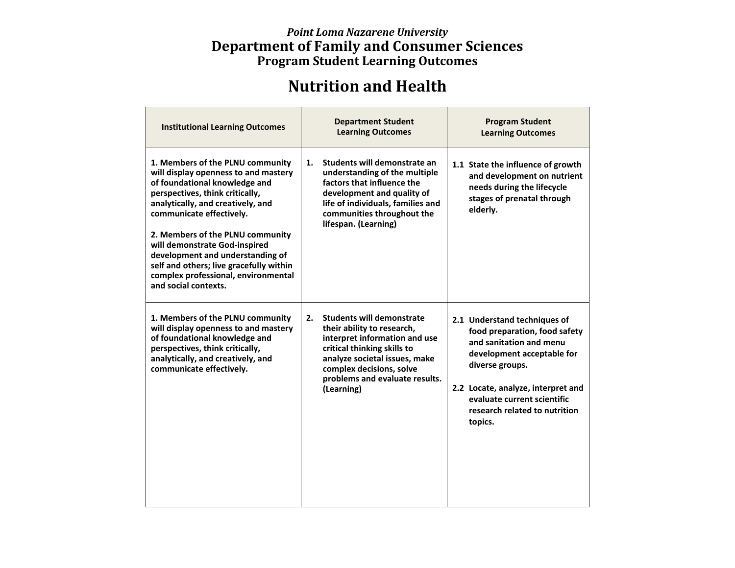*Point Loma Nazarene University*

# Department of Family and Consumer Sciences

## Program Student Learning Outcomes

# Nutrition and Health

| Institutional Learning Outcomes | Department Student Learning Outcomes | Program Student Learning Outcomes |
|---|---|---|
| **1. Members of the PLNU community will display openness to and mastery of foundational knowledge and perspectives, think critically, analytically, and creatively, and communicate effectively.**<br><br>**2. Members of the PLNU community will demonstrate God-inspired development and understanding of self and others; live gracefully within complex professional, environmental and social contexts.** | **1. Students will demonstrate an understanding of the multiple factors that influence the development and quality of life of individuals, families and communities throughout the lifespan. (Learning)** | **1.1 State the influence of growth and development on nutrient needs during the lifecycle stages of prenatal through elderly.** |
| **1. Members of the PLNU community will display openness to and mastery of foundational knowledge and perspectives, think critically, analytically, and creatively, and communicate effectively.** | **2. Students will demonstrate their ability to research, interpret information and use critical thinking skills to analyze societal issues, make complex decisions, solve problems and evaluate results. (Learning)** | **2.1 Understand techniques of food preparation, food safety and sanitation and menu development acceptable for diverse groups.**<br><br>**2.2 Locate, analyze, interpret and evaluate current scientific research related to nutrition topics.** |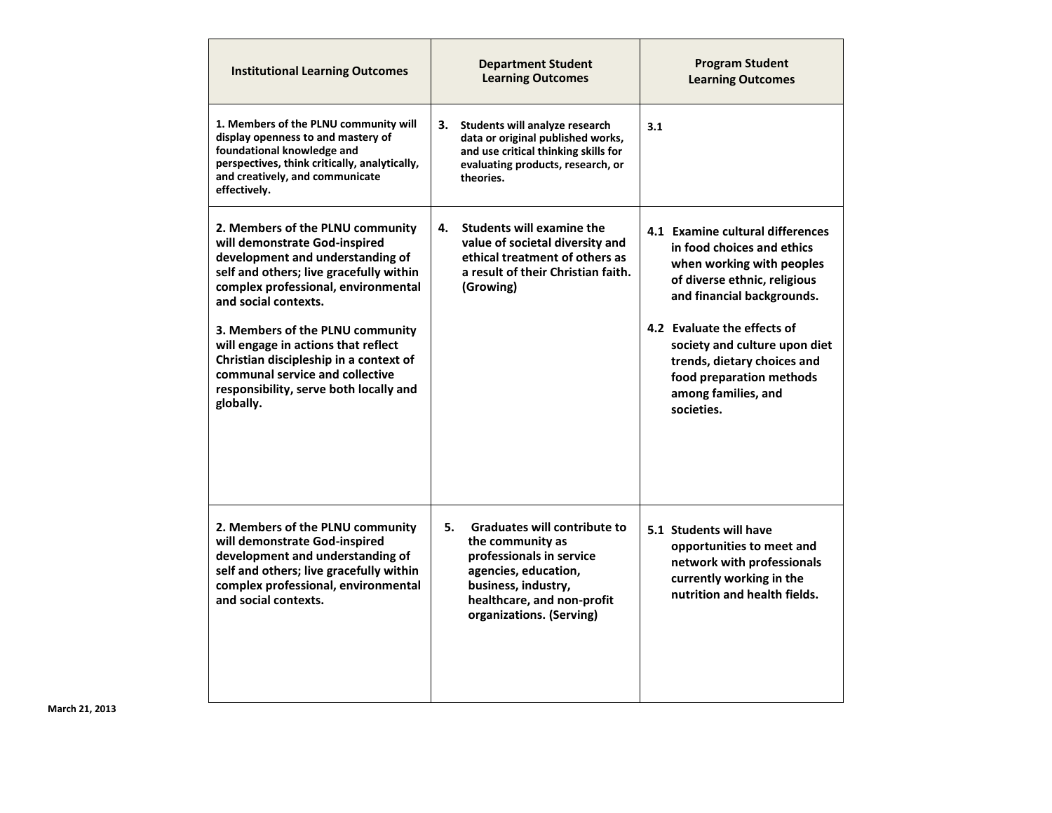| Institutional Learning Outcomes | Department Student Learning Outcomes | Program Student Learning Outcomes |
|---|---|---|
| **1. Members of the PLNU community will display openness to and mastery of foundational knowledge and perspectives, think critically, analytically, and creatively, and communicate effectively.** | **3. Students will analyze research data or original published works, and use critical thinking skills for evaluating products, research, or theories.** | **3.1** |
| **2. Members of the PLNU community will demonstrate God-inspired development and understanding of self and others; live gracefully within complex professional, environmental and social contexts.**<br><br>**3. Members of the PLNU community will engage in actions that reflect Christian discipleship in a context of communal service and collective responsibility, serve both locally and globally.** | **4. Students will examine the value of societal diversity and ethical treatment of others as a result of their Christian faith. (Growing)** | **4.1 Examine cultural differences in food choices and ethics when working with peoples of diverse ethnic, religious and financial backgrounds.**<br><br>**4.2 Evaluate the effects of society and culture upon diet trends, dietary choices and food preparation methods among families, and societies.** |
| **2. Members of the PLNU community will demonstrate God-inspired development and understanding of self and others; live gracefully within complex professional, environmental and social contexts.** | **5. Graduates will contribute to the community as professionals in service agencies, education, business, industry, healthcare, and non-profit organizations. (Serving)** | **5.1 Students will have opportunities to meet and network with professionals currently working in the nutrition and health fields.** |

**March 21, 2013**